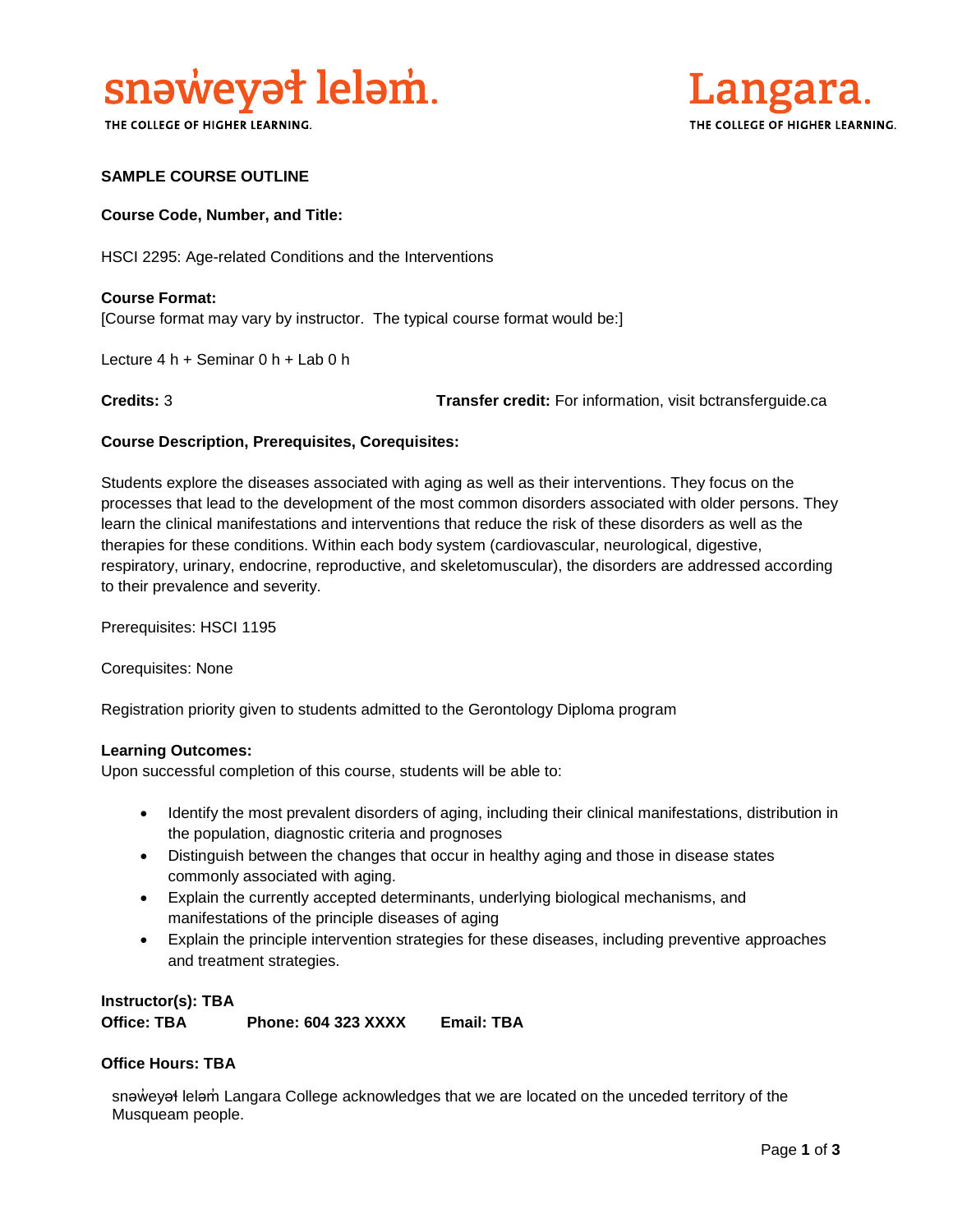snəw̓eyəɬ leləm̓.

THE COLLEGE OF HIGHER LEARNING.

Langara.

THE COLLEGE OF HIGHER LEARNING.

**SAMPLE COURSE OUTLINE**

**Course Code, Number, and Title:**

HSCI 2295: Age-related Conditions and the Interventions

**Course Format:**
[Course format may vary by instructor. The typical course format would be:]

Lecture 4 h + Seminar 0 h + Lab 0 h

**Credits:** 3 **Transfer credit:** For information, visit bctransferguide.ca

**Course Description, Prerequisites, Corequisites:**

Students explore the diseases associated with aging as well as their interventions. They focus on the processes that lead to the development of the most common disorders associated with older persons. They learn the clinical manifestations and interventions that reduce the risk of these disorders as well as the therapies for these conditions. Within each body system (cardiovascular, neurological, digestive, respiratory, urinary, endocrine, reproductive, and skeletomuscular), the disorders are addressed according to their prevalence and severity.

Prerequisites: HSCI 1195

Corequisites: None

Registration priority given to students admitted to the Gerontology Diploma program

**Learning Outcomes:**
Upon successful completion of this course, students will be able to:

- Identify the most prevalent disorders of aging, including their clinical manifestations, distribution in the population, diagnostic criteria and prognoses
- Distinguish between the changes that occur in healthy aging and those in disease states commonly associated with aging.
- Explain the currently accepted determinants, underlying biological mechanisms, and manifestations of the principle diseases of aging
- Explain the principle intervention strategies for these diseases, including preventive approaches and treatment strategies.

**Instructor(s): TBA**
**Office: TBA Phone: 604 323 XXXX Email: TBA**

**Office Hours: TBA**

snəw̓eyəɬ leləm̓ Langara College acknowledges that we are located on the unceded territory of the Musqueam people.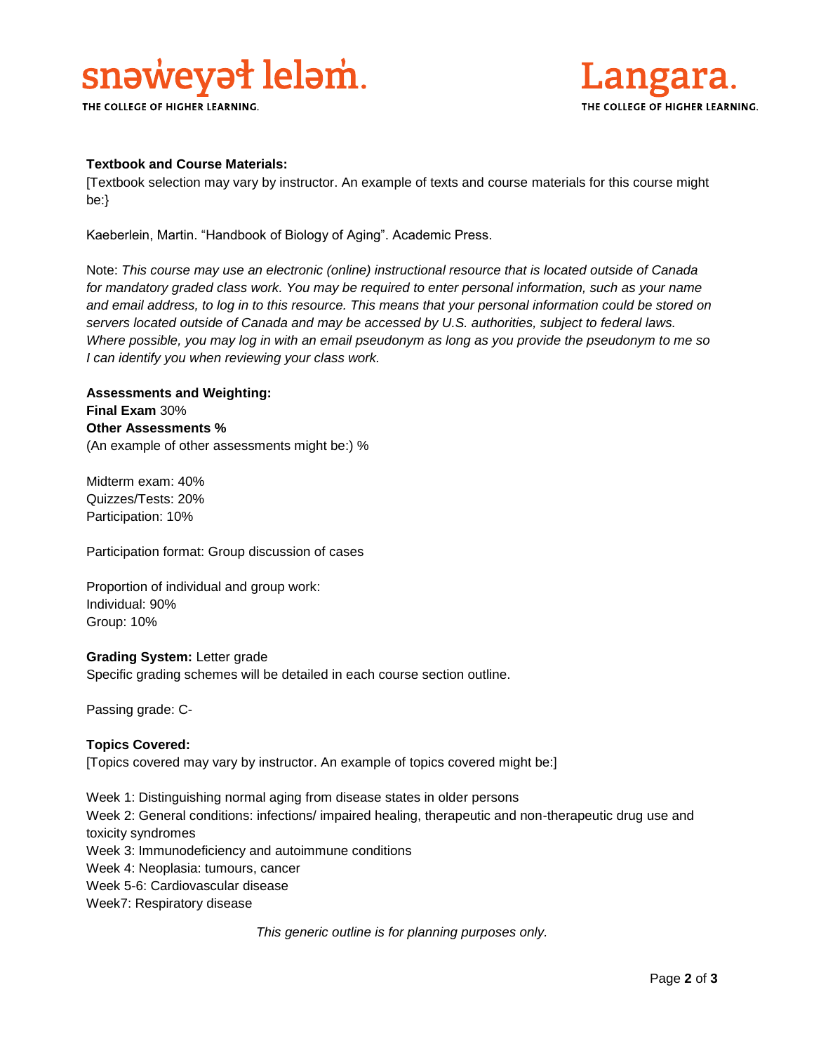**Textbook and Course Materials:**

[Textbook selection may vary by instructor. An example of texts and course materials for this course might be:}

Kaeberlein, Martin. "Handbook of Biology of Aging". Academic Press.

Note: *This course may use an electronic (online) instructional resource that is located outside of Canada for mandatory graded class work. You may be required to enter personal information, such as your name and email address, to log in to this resource. This means that your personal information could be stored on servers located outside of Canada and may be accessed by U.S. authorities, subject to federal laws. Where possible, you may log in with an email pseudonym as long as you provide the pseudonym to me so I can identify you when reviewing your class work.*

**Assessments and Weighting:**
**Final Exam** 30%
**Other Assessments %**
(An example of other assessments might be:) %

Midterm exam: 40%
Quizzes/Tests: 20%
Participation: 10%

Participation format: Group discussion of cases

Proportion of individual and group work:
Individual: 90%
Group: 10%

**Grading System:** Letter grade
Specific grading schemes will be detailed in each course section outline.

Passing grade: C-

**Topics Covered:**
[Topics covered may vary by instructor. An example of topics covered might be:]

Week 1: Distinguishing normal aging from disease states in older persons
Week 2: General conditions: infections/ impaired healing, therapeutic and non-therapeutic drug use and toxicity syndromes
Week 3: Immunodeficiency and autoimmune conditions
Week 4: Neoplasia: tumours, cancer
Week 5-6: Cardiovascular disease
Week7: Respiratory disease

*This generic outline is for planning purposes only.*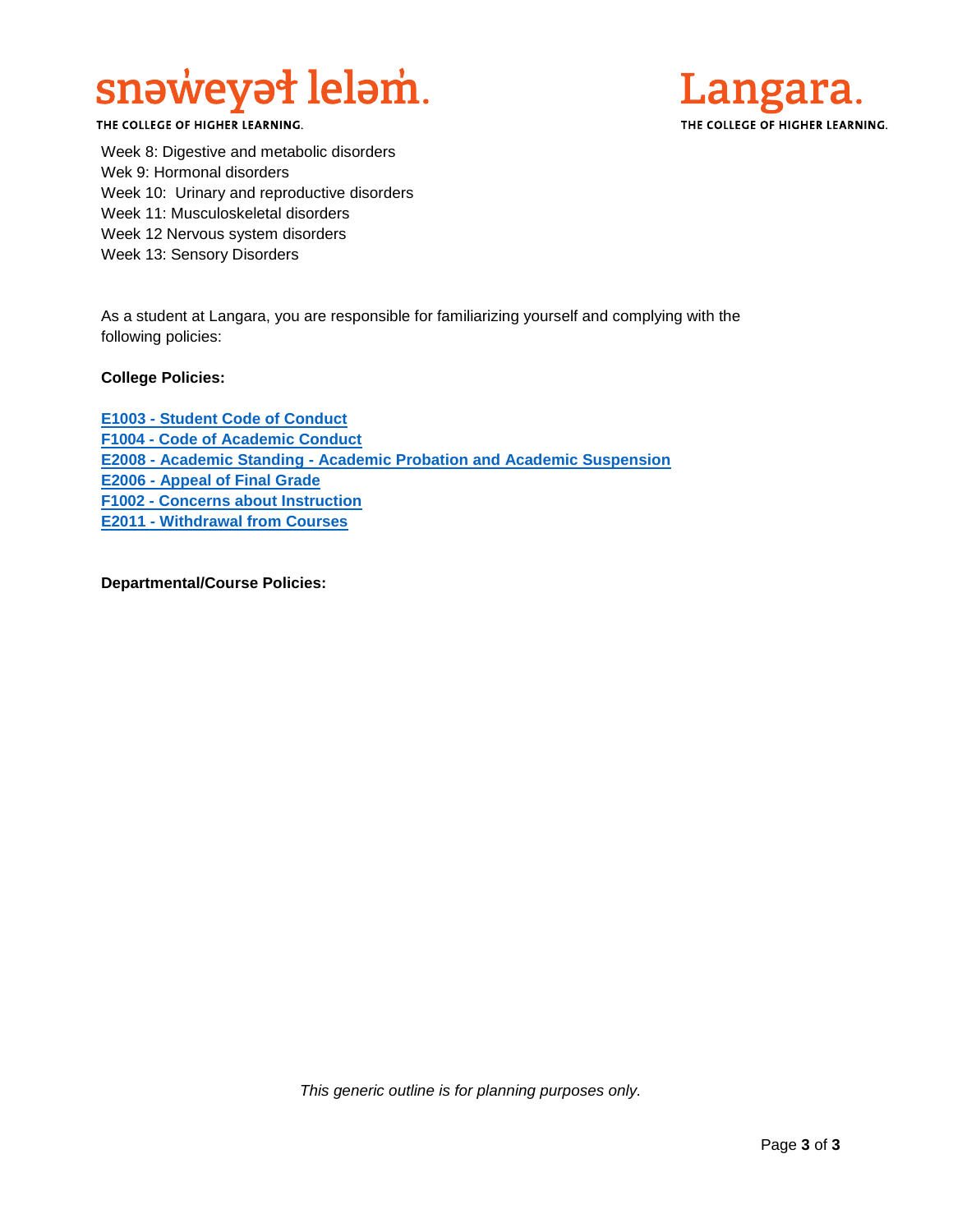Week 8: Digestive and metabolic disorders
Wek 9: Hormonal disorders
Week 10: Urinary and reproductive disorders
Week 11: Musculoskeletal disorders
Week 12 Nervous system disorders
Week 13: Sensory Disorders

As a student at Langara, you are responsible for familiarizing yourself and complying with the following policies:

**College Policies:**

**E1003 - Student Code of Conduct**
**F1004 - Code of Academic Conduct**
**E2008 - Academic Standing - Academic Probation and Academic Suspension**
**E2006 - Appeal of Final Grade**
**F1002 - Concerns about Instruction**
**E2011 - Withdrawal from Courses**

**Departmental/Course Policies:**

*This generic outline is for planning purposes only.*